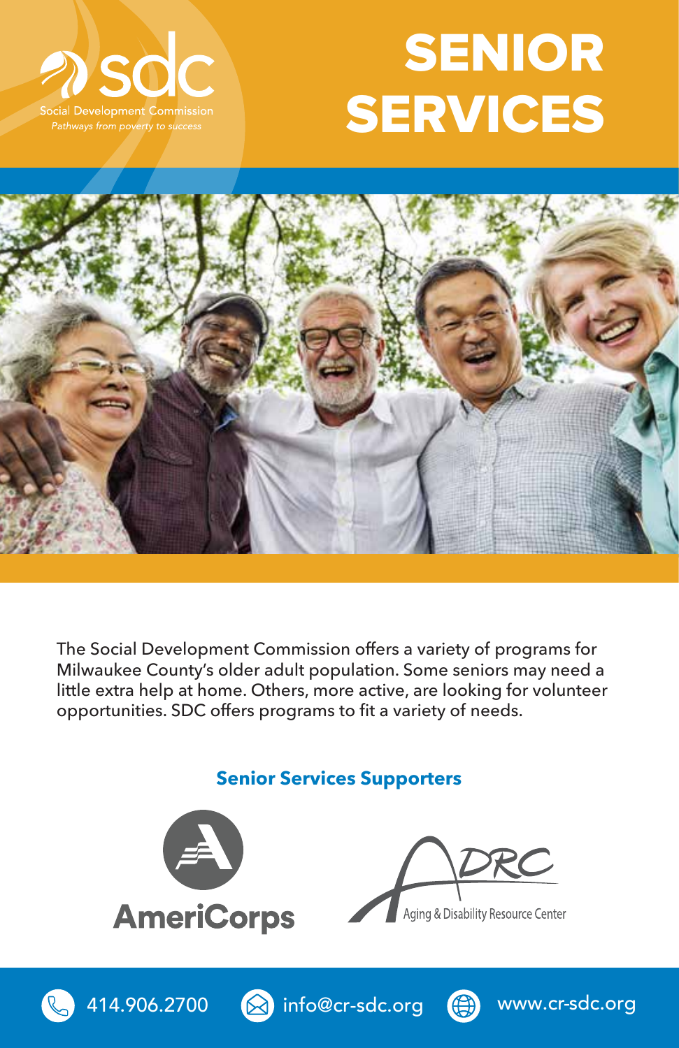sdc

Social Development Commission

*Pathways from poverty to success*

# SENIOR SERVICES

The Social Development Commission offers a variety of programs for Milwaukee County's older adult population. Some seniors may need a little extra help at home. Others, more active, are looking for volunteer opportunities. SDC offers programs to fit a variety of needs.

## Senior Services Supporters

AmeriCorps

ADRC Aging & Disability Resource Center

414.906.2700 info@cr-sdc.org www.cr-sdc.org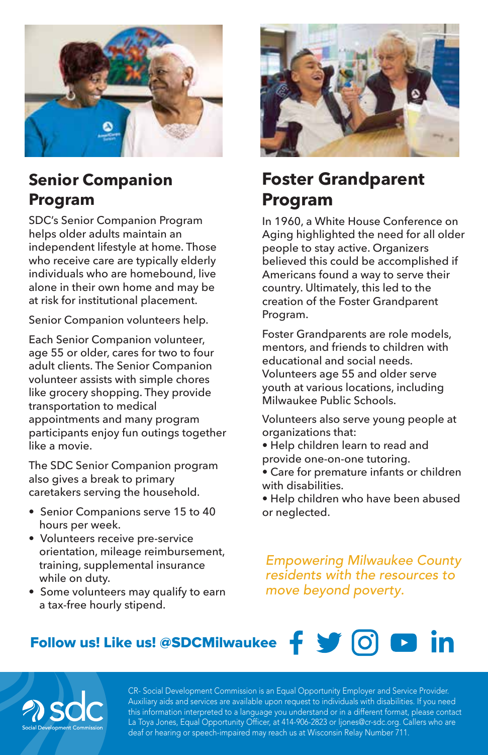## Senior Companion Program

SDC's Senior Companion Program helps older adults maintain an independent lifestyle at home. Those who receive care are typically elderly individuals who are homebound, live alone in their own home and may be at risk for institutional placement.

Senior Companion volunteers help.

Each Senior Companion volunteer, age 55 or older, cares for two to four adult clients. The Senior Companion volunteer assists with simple chores like grocery shopping. They provide transportation to medical appointments and many program participants enjoy fun outings together like a movie.

The SDC Senior Companion program also gives a break to primary caretakers serving the household.

- Senior Companions serve 15 to 40 hours per week.
- Volunteers receive pre-service orientation, mileage reimbursement, training, supplemental insurance while on duty.
- Some volunteers may qualify to earn a tax-free hourly stipend.

## Foster Grandparent Program

In 1960, a White House Conference on Aging highlighted the need for all older people to stay active. Organizers believed this could be accomplished if Americans found a way to serve their country. Ultimately, this led to the creation of the Foster Grandparent Program.

Foster Grandparents are role models, mentors, and friends to children with educational and social needs. Volunteers age 55 and older serve youth at various locations, including Milwaukee Public Schools.

Volunteers also serve young people at organizations that:

- Help children learn to read and provide one-on-one tutoring.
- Care for premature infants or children with disabilities.
- Help children who have been abused or neglected.

*Empowering Milwaukee County residents with the resources to move beyond poverty.*

**Follow us! Like us! @SDCMilwaukee**

sdc Social Development Commission

CR- Social Development Commission is an Equal Opportunity Employer and Service Provider. Auxiliary aids and services are available upon request to individuals with disabilities. If you need this information interpreted to a language you understand or in a different format, please contact La Toya Jones, Equal Opportunity Officer, at 414-906-2823 or ljones@cr-sdc.org. Callers who are deaf or hearing or speech-impaired may reach us at Wisconsin Relay Number 711.